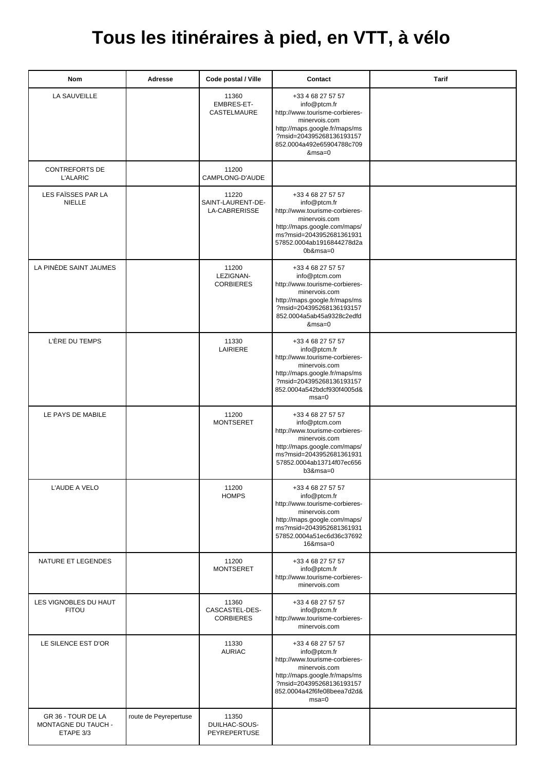# Tous les itinéraires à pied, en VTT, à vélo

| Nom | Adresse | Code postal / Ville | Contact | Tarif |
| --- | --- | --- | --- | --- |
| LA SAUVEILLE | | 11360 EMBRES-ET-CASTELMAURE | +33 4 68 27 57 57 info@ptcm.fr http://www.tourisme-corbieres-minervois.com http://maps.google.fr/maps/ms?msid=204395268136193157852.0004a492e65904788c709&msa=0 | |
| CONTREFORTS DE L'ALARIC | | 11200 CAMPLONG-D'AUDE | | |
| LES FAÏSSES PAR LA NIELLE | | 11220 SAINT-LAURENT-DE-LA-CABRERISSE | +33 4 68 27 57 57 info@ptcm.fr http://www.tourisme-corbieres-minervois.com http://maps.google.com/maps/ms?msid=204395268136193157852.0004ab1916844278d2a0b&msa=0 | |
| LA PINÈDE SAINT JAUMES | | 11200 LEZIGNAN-CORBIERES | +33 4 68 27 57 57 info@ptcm.com http://www.tourisme-corbieres-minervois.com http://maps.google.fr/maps/ms?msid=204395268136193157852.0004a5ab45a9328c2edfd&msa=0 | |
| L'ÈRE DU TEMPS | | 11330 LAIRIERE | +33 4 68 27 57 57 info@ptcm.fr http://www.tourisme-corbieres-minervois.com http://maps.google.fr/maps/ms?msid=204395268136193157852.0004a542bdcf930f4005d&msa=0 | |
| LE PAYS DE MABILE | | 11200 MONTSERET | +33 4 68 27 57 57 info@ptcm.com http://www.tourisme-corbieres-minervois.com http://maps.google.com/maps/ms?msid=204395268136193157852.0004ab13714f07ec656b3&msa=0 | |
| L'AUDE A VELO | | 11200 HOMPS | +33 4 68 27 57 57 info@ptcm.fr http://www.tourisme-corbieres-minervois.com http://maps.google.com/maps/ms?msid=204395268136193157852.0004a51ec6d36c3769216&msa=0 | |
| NATURE ET LEGENDES | | 11200 MONTSERET | +33 4 68 27 57 57 info@ptcm.fr http://www.tourisme-corbieres-minervois.com | |
| LES VIGNOBLES DU HAUT FITOU | | 11360 CASCASTEL-DES-CORBIERES | +33 4 68 27 57 57 info@ptcm.fr http://www.tourisme-corbieres-minervois.com | |
| LE SILENCE EST D'OR | | 11330 AURIAC | +33 4 68 27 57 57 info@ptcm.fr http://www.tourisme-corbieres-minervois.com http://maps.google.fr/maps/ms?msid=204395268136193157852.0004a42f6fe08beea7d2d&msa=0 | |
| GR 36 - TOUR DE LA MONTAGNE DU TAUCH - ETAPE 3/3 | route de Peyrepertuse | 11350 DUILHAC-SOUS-PEYREPERTUSE | | |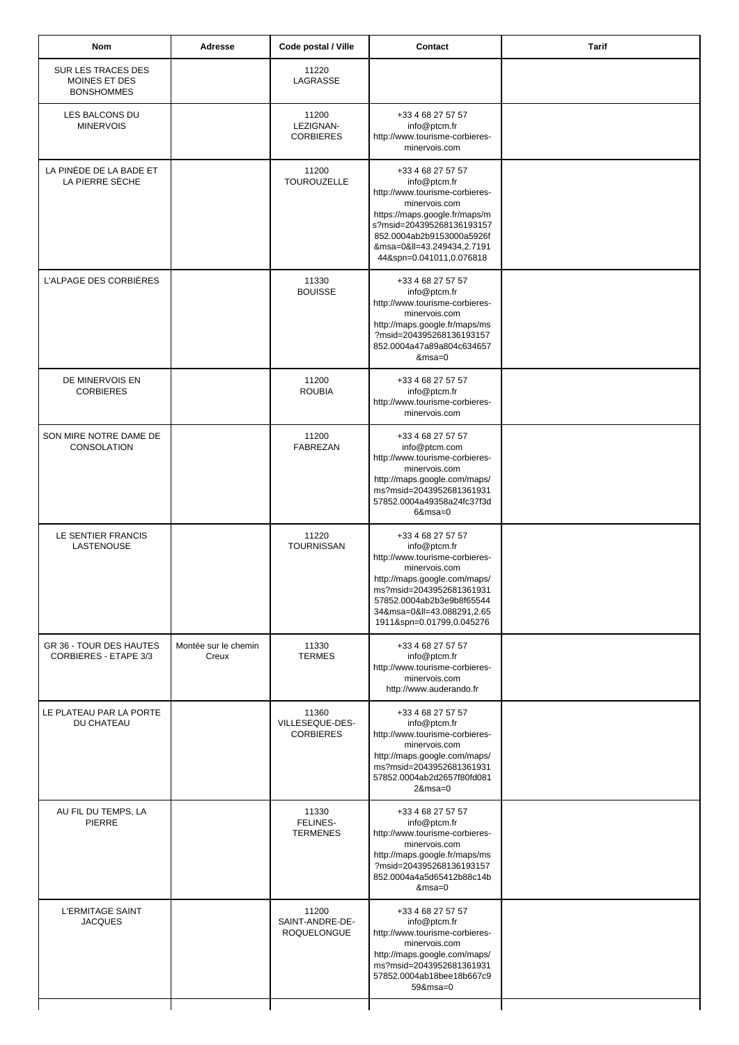| Nom | Adresse | Code postal / Ville | Contact | Tarif |
| --- | --- | --- | --- | --- |
| SUR LES TRACES DES MOINES ET DES BONSHOMMES | | 11220 LAGRASSE | | |
| LES BALCONS DU MINERVOIS | | 11200 LEZIGNAN-CORBIERES | +33 4 68 27 57 57 info@ptcm.fr http://www.tourisme-corbieres-minervois.com | |
| LA PINÈDE DE LA BADE ET LA PIERRE SÈCHE | | 11200 TOUROUZELLE | +33 4 68 27 57 57 info@ptcm.fr http://www.tourisme-corbieres-minervois.com https://maps.google.fr/maps/ms?msid=204395268136193157852.0004ab2b9153000a5926f&msa=0&ll=43.249434,2.719144&spn=0.041011,0.076818 | |
| L'ALPAGE DES CORBIÈRES | | 11330 BOUISSE | +33 4 68 27 57 57 info@ptcm.fr http://www.tourisme-corbieres-minervois.com http://maps.google.fr/maps/ms?msid=204395268136193157852.0004a47a89a804c634657&msa=0 | |
| DE MINERVOIS EN CORBIERES | | 11200 ROUBIA | +33 4 68 27 57 57 info@ptcm.fr http://www.tourisme-corbieres-minervois.com | |
| SON MIRE NOTRE DAME DE CONSOLATION | | 11200 FABREZAN | +33 4 68 27 57 57 info@ptcm.com http://www.tourisme-corbieres-minervois.com http://maps.google.com/maps/ms?msid=204395268136193157852.0004a49358a24fc37f3d6&msa=0 | |
| LE SENTIER FRANCIS LASTENOUSE | | 11220 TOURNISSAN | +33 4 68 27 57 57 info@ptcm.fr http://www.tourisme-corbieres-minervois.com http://maps.google.com/maps/ms?msid=204395268136193157852.0004ab2b3e9b8f6554434&msa=0&ll=43.088291,2.651911&spn=0.01799,0.045276 | |
| GR 36 - TOUR DES HAUTES CORBIERES - ETAPE 3/3 | Montée sur le chemin Creux | 11330 TERMES | +33 4 68 27 57 57 info@ptcm.fr http://www.tourisme-corbieres-minervois.com http://www.auderando.fr | |
| LE PLATEAU PAR LA PORTE DU CHATEAU | | 11360 VILLESEQUE-DES-CORBIERES | +33 4 68 27 57 57 info@ptcm.fr http://www.tourisme-corbieres-minervois.com http://maps.google.com/maps/ms?msid=204395268136193157852.0004ab2d2657f80fd0812&msa=0 | |
| AU FIL DU TEMPS, LA PIERRE | | 11330 FELINES-TERMENES | +33 4 68 27 57 57 info@ptcm.fr http://www.tourisme-corbieres-minervois.com http://maps.google.fr/maps/ms?msid=204395268136193157852.0004a4a5d65412b88c14b&msa=0 | |
| L'ERMITAGE SAINT JACQUES | | 11200 SAINT-ANDRE-DE-ROQUELONGUE | +33 4 68 27 57 57 info@ptcm.fr http://www.tourisme-corbieres-minervois.com http://maps.google.com/maps/ms?msid=204395268136193157852.0004ab18bee18b667c959&msa=0 | |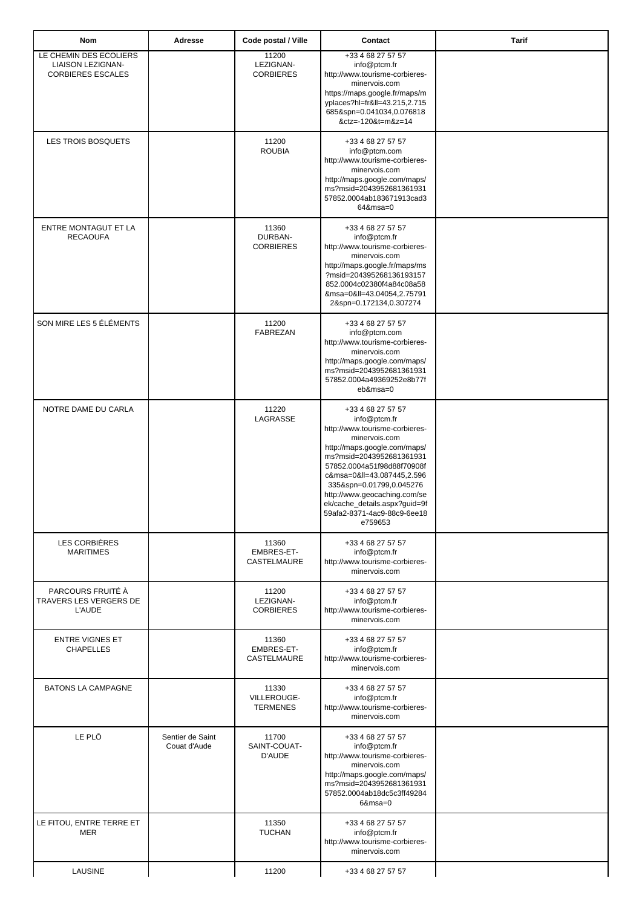| Nom | Adresse | Code postal / Ville | Contact | Tarif |
|---|---|---|---|---|
| LE CHEMIN DES ECOLIERS LIAISON LEZIGNAN-CORBIERES ESCALES | | 11200 LEZIGNAN-CORBIERES | +33 4 68 27 57 57 info@ptcm.fr http://www.tourisme-corbieres-minervois.com https://maps.google.fr/maps/myplaces?hl=fr&ll=43.215,2.715685&spn=0.041034,0.076818&ctz=-120&t=m&z=14 | |
| LES TROIS BOSQUETS | | 11200 ROUBIA | +33 4 68 27 57 57 info@ptcm.com http://www.tourisme-corbieres-minervois.com http://maps.google.com/maps/ms?msid=204395268136193157852.0004ab183671913cad364&msa=0 | |
| ENTRE MONTAGUT ET LA RECAOUFA | | 11360 DURBAN-CORBIERES | +33 4 68 27 57 57 info@ptcm.fr http://www.tourisme-corbieres-minervois.com http://maps.google.fr/maps/ms?msid=204395268136193157852.0004c02380f4a84c08a58&msa=0&ll=43.04054,2.757912&spn=0.172134,0.307274 | |
| SON MIRE LES 5 ÉLÉMENTS | | 11200 FABREZAN | +33 4 68 27 57 57 info@ptcm.com http://www.tourisme-corbieres-minervois.com http://maps.google.com/maps/ms?msid=204395268136193157852.0004a49369252e8b77feb&msa=0 | |
| NOTRE DAME DU CARLA | | 11220 LAGRASSE | +33 4 68 27 57 57 info@ptcm.fr http://www.tourisme-corbieres-minervois.com http://maps.google.com/maps/ms?msid=204395268136193157852.0004a51f98d88f70908fc&msa=0&ll=43.087445,2.596335&spn=0.01799,0.045276 http://www.geocaching.com/seek/cache_details.aspx?guid=9f59afa2-8371-4ac9-88c9-6ee18e759653 | |
| LES CORBIÈRES MARITIMES | | 11360 EMBRES-ET-CASTELMAURE | +33 4 68 27 57 57 info@ptcm.fr http://www.tourisme-corbieres-minervois.com | |
| PARCOURS FRUITÉ À TRAVERS LES VERGERS DE L'AUDE | | 11200 LEZIGNAN-CORBIERES | +33 4 68 27 57 57 info@ptcm.fr http://www.tourisme-corbieres-minervois.com | |
| ENTRE VIGNES ET CHAPELLES | | 11360 EMBRES-ET-CASTELMAURE | +33 4 68 27 57 57 info@ptcm.fr http://www.tourisme-corbieres-minervois.com | |
| BATONS LA CAMPAGNE | | 11330 VILLEROUGE-TERMENES | +33 4 68 27 57 57 info@ptcm.fr http://www.tourisme-corbieres-minervois.com | |
| LE PLÔ | Sentier de Saint Couat d'Aude | 11700 SAINT-COUAT-D'AUDE | +33 4 68 27 57 57 info@ptcm.fr http://www.tourisme-corbieres-minervois.com http://maps.google.com/maps/ms?msid=204395268136193157852.0004ab18dc5c3ff492846&msa=0 | |
| LE FITOU, ENTRE TERRE ET MER | | 11350 TUCHAN | +33 4 68 27 57 57 info@ptcm.fr http://www.tourisme-corbieres-minervois.com | |
| LAUSINE | | 11200 | +33 4 68 27 57 57 | |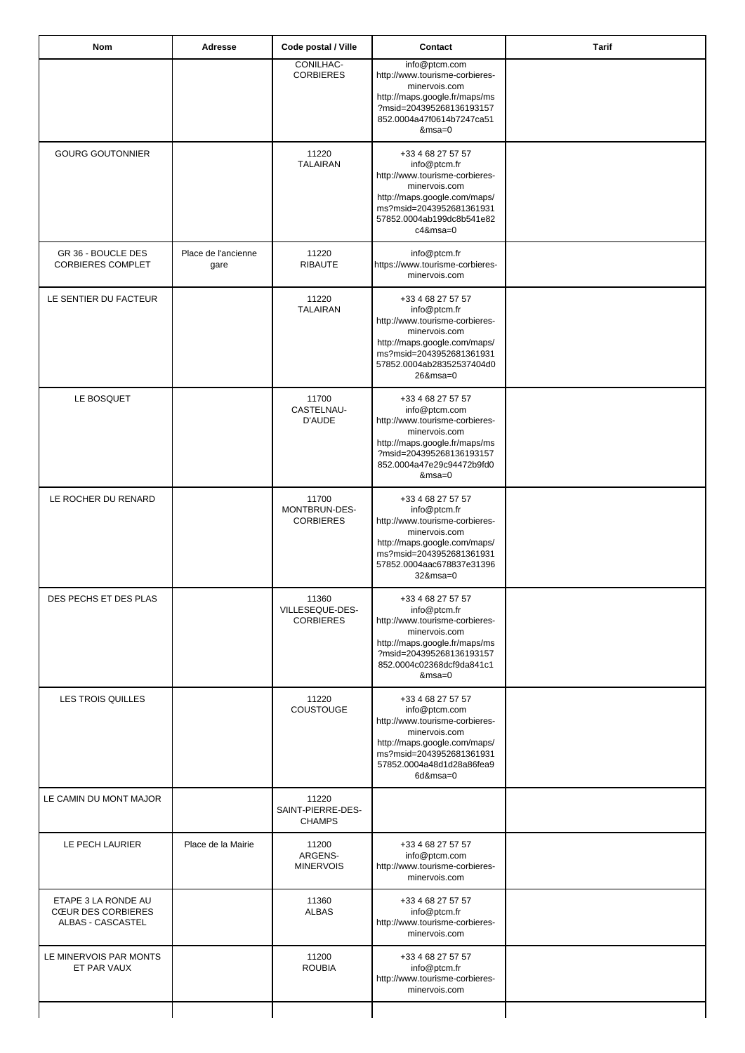| Nom | Adresse | Code postal / Ville | Contact | Tarif |
|---|---|---|---|---|
| | | CONILHAC-CORBIERES | info@ptcm.com http://www.tourisme-corbieres-minervois.com http://maps.google.fr/maps/ms?msid=204395268136193157852.0004a47f0614b7247ca51&msa=0 | |
| GOURG GOUTONNIER | | 11220 TALAIRAN | +33 4 68 27 57 57 info@ptcm.fr http://www.tourisme-corbieres-minervois.com http://maps.google.com/maps/ms?msid=204395268136193157852.0004ab199dc8b541e82c4&msa=0 | |
| GR 36 - BOUCLE DES CORBIERES COMPLET | Place de l'ancienne gare | 11220 RIBAUTE | info@ptcm.fr https://www.tourisme-corbieres-minervois.com | |
| LE SENTIER DU FACTEUR | | 11220 TALAIRAN | +33 4 68 27 57 57 info@ptcm.fr http://www.tourisme-corbieres-minervois.com http://maps.google.com/maps/ms?msid=204395268136193157852.0004ab28352537404d026&msa=0 | |
| LE BOSQUET | | 11700 CASTELNAU-D'AUDE | +33 4 68 27 57 57 info@ptcm.com http://www.tourisme-corbieres-minervois.com http://maps.google.fr/maps/ms?msid=204395268136193157852.0004a47e29c94472b9fd0&msa=0 | |
| LE ROCHER DU RENARD | | 11700 MONTBRUN-DES-CORBIERES | +33 4 68 27 57 57 info@ptcm.fr http://www.tourisme-corbieres-minervois.com http://maps.google.com/maps/ms?msid=204395268136193157852.0004aac678837e3139632&msa=0 | |
| DES PECHS ET DES PLAS | | 11360 VILLESEQUE-DES-CORBIERES | +33 4 68 27 57 57 info@ptcm.fr http://www.tourisme-corbieres-minervois.com http://maps.google.fr/maps/ms?msid=204395268136193157852.0004c02368dcf9da841c1&msa=0 | |
| LES TROIS QUILLES | | 11220 COUSTOUGE | +33 4 68 27 57 57 info@ptcm.com http://www.tourisme-corbieres-minervois.com http://maps.google.com/maps/ms?msid=204395268136193157852.0004a48d1d28a86fea96d&msa=0 | |
| LE CAMIN DU MONT MAJOR | | 11220 SAINT-PIERRE-DES-CHAMPS | | |
| LE PECH LAURIER | Place de la Mairie | 11200 ARGENS-MINERVOIS | +33 4 68 27 57 57 info@ptcm.com http://www.tourisme-corbieres-minervois.com | |
| ETAPE 3 LA RONDE AU CŒUR DES CORBIERES ALBAS - CASCASTEL | | 11360 ALBAS | +33 4 68 27 57 57 info@ptcm.fr http://www.tourisme-corbieres-minervois.com | |
| LE MINERVOIS PAR MONTS ET PAR VAUX | | 11200 ROUBIA | +33 4 68 27 57 57 info@ptcm.fr http://www.tourisme-corbieres-minervois.com | |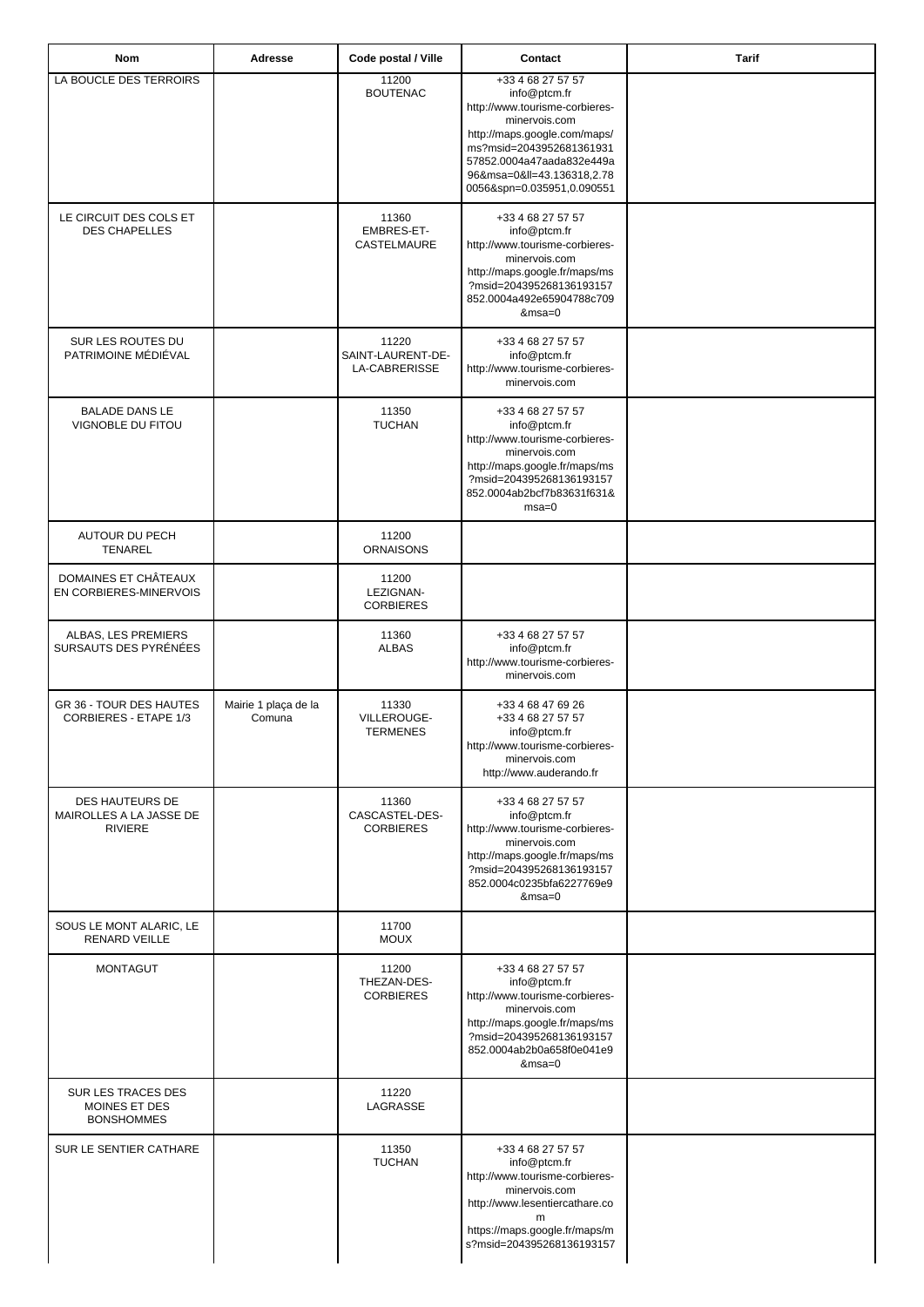| Nom | Adresse | Code postal / Ville | Contact | Tarif |
|---|---|---|---|---|
| LA BOUCLE DES TERROIRS | | 11200 BOUTENAC | +33 4 68 27 57 57 info@ptcm.fr http://www.tourisme-corbieres-minervois.com http://maps.google.com/maps/ms?msid=204395268136193157852.0004a47aada832e449a96&msa=0&ll=43.136318,2.780056&spn=0.035951,0.090551 | |
| LE CIRCUIT DES COLS ET DES CHAPELLES | | 11360 EMBRES-ET-CASTELMAURE | +33 4 68 27 57 57 info@ptcm.fr http://www.tourisme-corbieres-minervois.com http://maps.google.fr/maps/ms?msid=204395268136193157852.0004a492e65904788c709&msa=0 | |
| SUR LES ROUTES DU PATRIMOINE MÉDIÉVAL | | 11220 SAINT-LAURENT-DE-LA-CABRERISSE | +33 4 68 27 57 57 info@ptcm.fr http://www.tourisme-corbieres-minervois.com | |
| BALADE DANS LE VIGNOBLE DU FITOU | | 11350 TUCHAN | +33 4 68 27 57 57 info@ptcm.fr http://www.tourisme-corbieres-minervois.com http://maps.google.fr/maps/ms?msid=204395268136193157852.0004ab2bcf7b83631f631&msa=0 | |
| AUTOUR DU PECH TENAREL | | 11200 ORNAISONS | | |
| DOMAINES ET CHÂTEAUX EN CORBIERES-MINERVOIS | | 11200 LEZIGNAN-CORBIERES | | |
| ALBAS, LES PREMIERS SURSAUTS DES PYRÉNÉES | | 11360 ALBAS | +33 4 68 27 57 57 info@ptcm.fr http://www.tourisme-corbieres-minervois.com | |
| GR 36 - TOUR DES HAUTES CORBIERES - ETAPE 1/3 | Mairie 1 plaça de la Comuna | 11330 VILLEROUGE-TERMENES | +33 4 68 47 69 26 +33 4 68 27 57 57 info@ptcm.fr http://www.tourisme-corbieres-minervois.com http://www.auderando.fr | |
| DES HAUTEURS DE MAIROLLES A LA JASSE DE RIVIERE | | 11360 CASCASTEL-DES-CORBIERES | +33 4 68 27 57 57 info@ptcm.fr http://www.tourisme-corbieres-minervois.com http://maps.google.fr/maps/ms?msid=204395268136193157852.0004c0235bfa6227769e9&msa=0 | |
| SOUS LE MONT ALARIC, LE RENARD VEILLE | | 11700 MOUX | | |
| MONTAGUT | | 11200 THEZAN-DES-CORBIERES | +33 4 68 27 57 57 info@ptcm.fr http://www.tourisme-corbieres-minervois.com http://maps.google.fr/maps/ms?msid=204395268136193157852.0004ab2b0a658f0e041e9&msa=0 | |
| SUR LES TRACES DES MOINES ET DES BONSHOMMES | | 11220 LAGRASSE | | |
| SUR LE SENTIER CATHARE | | 11350 TUCHAN | +33 4 68 27 57 57 info@ptcm.fr http://www.tourisme-corbieres-minervois.com http://www.lesentiercathare.com https://maps.google.fr/maps/ms?msid=204395268136193157 | |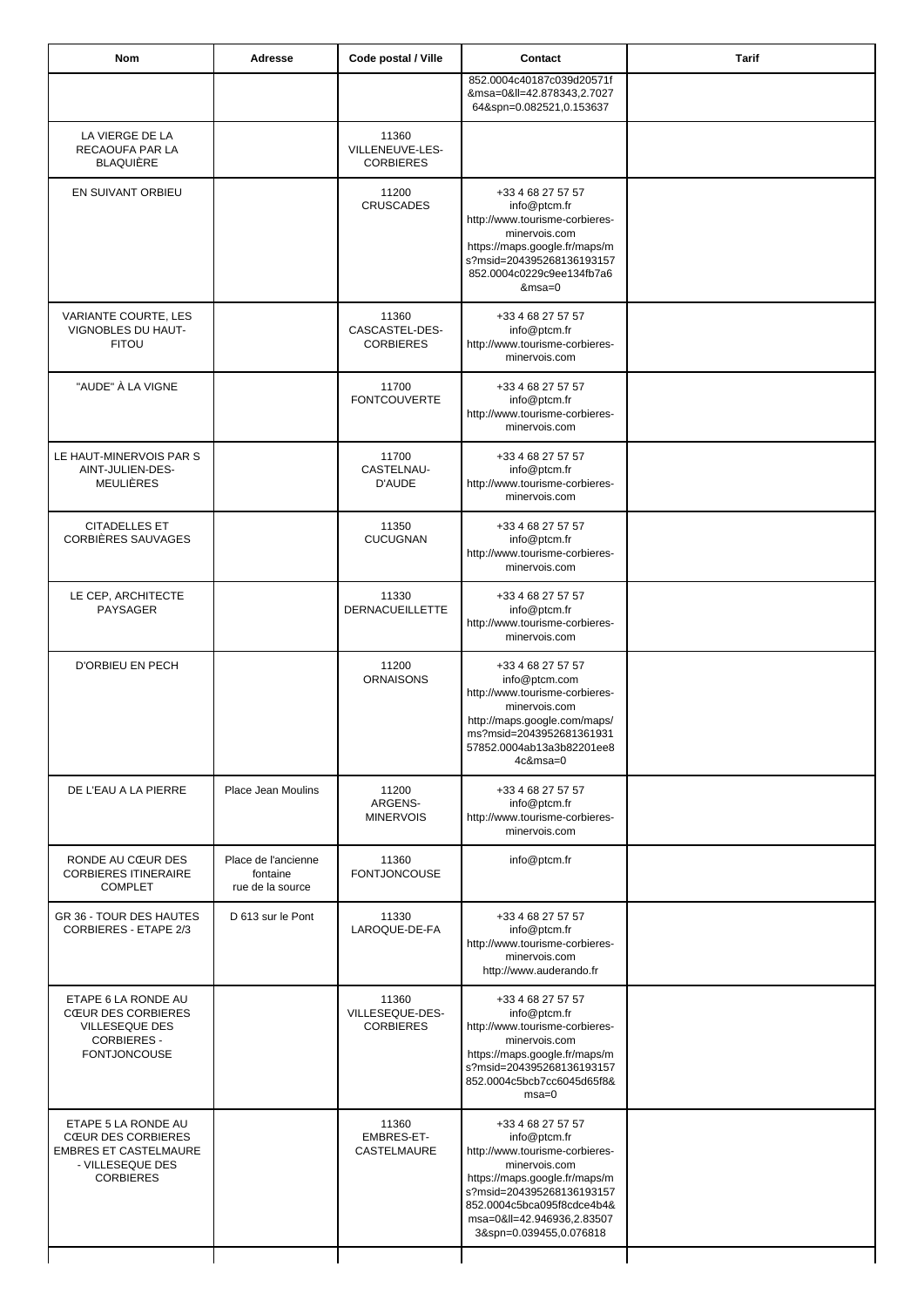| Nom | Adresse | Code postal / Ville | Contact | Tarif |
|---|---|---|---|---|
| | | | 852.0004c40187c039d20571f&msa=0&ll=42.878343,2.702764&spn=0.082521,0.153637 | |
| LA VIERGE DE LA RECAOUFA PAR LA BLAQUIÈRE | | 11360 VILLENEUVE-LES-CORBIERES | | |
| EN SUIVANT ORBIEU | | 11200 CRUSCADES | +33 4 68 27 57 57 info@ptcm.fr http://www.tourisme-corbieres-minervois.com https://maps.google.fr/maps/ms?msid=204395268136193157852.0004c0229c9ee134fb7a6&msa=0 | |
| VARIANTE COURTE, LES VIGNOBLES DU HAUT-FITOU | | 11360 CASCASTEL-DES-CORBIERES | +33 4 68 27 57 57 info@ptcm.fr http://www.tourisme-corbieres-minervois.com | |
| "AUDE" À LA VIGNE | | 11700 FONTCOUVERTE | +33 4 68 27 57 57 info@ptcm.fr http://www.tourisme-corbieres-minervois.com | |
| LE HAUT-MINERVOIS PAR S AINT-JULIEN-DES-MEULIÈRES | | 11700 CASTELNAU-D'AUDE | +33 4 68 27 57 57 info@ptcm.fr http://www.tourisme-corbieres-minervois.com | |
| CITADELLES ET CORBIÈRES SAUVAGES | | 11350 CUCUGNAN | +33 4 68 27 57 57 info@ptcm.fr http://www.tourisme-corbieres-minervois.com | |
| LE CEP, ARCHITECTE PAYSAGER | | 11330 DERNACUEILLETTE | +33 4 68 27 57 57 info@ptcm.fr http://www.tourisme-corbieres-minervois.com | |
| D'ORBIEU EN PECH | | 11200 ORNAISONS | +33 4 68 27 57 57 info@ptcm.com http://www.tourisme-corbieres-minervois.com http://maps.google.com/maps/ms?msid=204395268136193157852.0004ab13a3b82201ee84c&msa=0 | |
| DE L'EAU A LA PIERRE | Place Jean Moulins | 11200 ARGENS-MINERVOIS | +33 4 68 27 57 57 info@ptcm.fr http://www.tourisme-corbieres-minervois.com | |
| RONDE AU CŒUR DES CORBIERES ITINERAIRE COMPLET | Place de l'ancienne fontaine rue de la source | 11360 FONTJONCOUSE | info@ptcm.fr | |
| GR 36 - TOUR DES HAUTES CORBIERES - ETAPE 2/3 | D 613 sur le Pont | 11330 LAROQUE-DE-FA | +33 4 68 27 57 57 info@ptcm.fr http://www.tourisme-corbieres-minervois.com http://www.auderando.fr | |
| ETAPE 6 LA RONDE AU CŒUR DES CORBIERES VILLESEQUE DES CORBIERES - FONTJONCOUSE | | 11360 VILLESEQUE-DES-CORBIERES | +33 4 68 27 57 57 info@ptcm.fr http://www.tourisme-corbieres-minervois.com https://maps.google.fr/maps/ms?msid=204395268136193157852.0004c5bcb7cc6045d65f8&msa=0 | |
| ETAPE 5 LA RONDE AU CŒUR DES CORBIERES EMBRES ET CASTELMAURE - VILLESEQUE DES CORBIERES | | 11360 EMBRES-ET-CASTELMAURE | +33 4 68 27 57 57 info@ptcm.fr http://www.tourisme-corbieres-minervois.com https://maps.google.fr/maps/ms?msid=204395268136193157852.0004c5bca095f8cdce4b4&msa=0&ll=42.946936,2.835073&spn=0.039455,0.076818 | |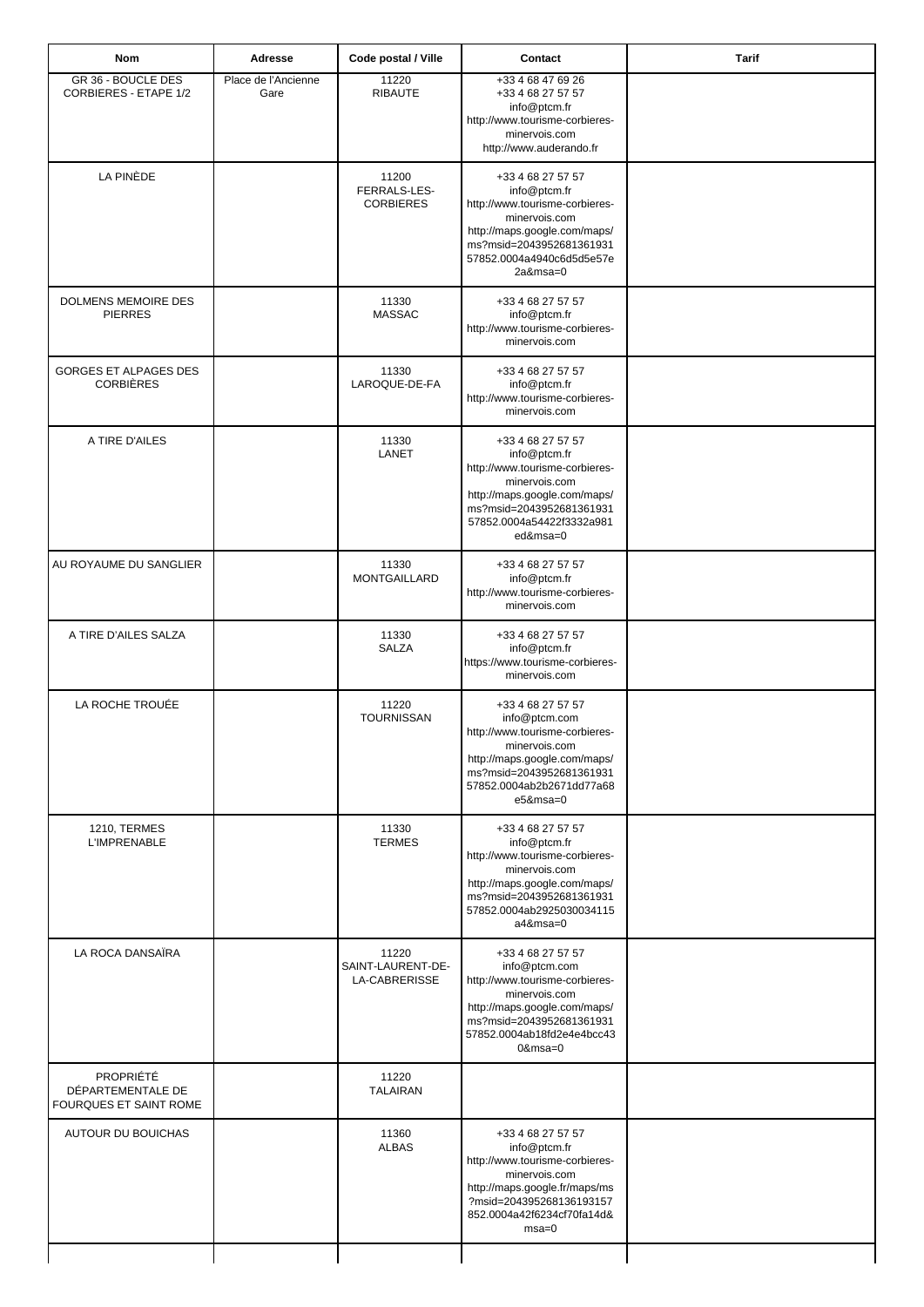| Nom | Adresse | Code postal / Ville | Contact | Tarif |
|---|---|---|---|---|
| GR 36 - BOUCLE DES CORBIERES - ETAPE 1/2 | Place de l'Ancienne Gare | 11220 RIBAUTE | +33 4 68 47 69 26 +33 4 68 27 57 57 info@ptcm.fr http://www.tourisme-corbieres-minervois.com http://www.auderando.fr | |
| LA PINÈDE | | 11200 FERRALS-LES-CORBIERES | +33 4 68 27 57 57 info@ptcm.fr http://www.tourisme-corbieres-minervois.com http://maps.google.com/maps/ms?msid=204395268136193157852.0004a4940c6d5d5e57e2a&msa=0 | |
| DOLMENS MEMOIRE DES PIERRES | | 11330 MASSAC | +33 4 68 27 57 57 info@ptcm.fr http://www.tourisme-corbieres-minervois.com | |
| GORGES ET ALPAGES DES CORBIÈRES | | 11330 LAROQUE-DE-FA | +33 4 68 27 57 57 info@ptcm.fr http://www.tourisme-corbieres-minervois.com | |
| A TIRE D'AILES | | 11330 LANET | +33 4 68 27 57 57 info@ptcm.fr http://www.tourisme-corbieres-minervois.com http://maps.google.com/maps/ms?msid=204395268136193157852.0004a54422f3332a981ed&msa=0 | |
| AU ROYAUME DU SANGLIER | | 11330 MONTGAILLARD | +33 4 68 27 57 57 info@ptcm.fr http://www.tourisme-corbieres-minervois.com | |
| A TIRE D'AILES SALZA | | 11330 SALZA | +33 4 68 27 57 57 info@ptcm.fr https://www.tourisme-corbieres-minervois.com | |
| LA ROCHE TROUÉE | | 11220 TOURNISSAN | +33 4 68 27 57 57 info@ptcm.com http://www.tourisme-corbieres-minervois.com http://maps.google.com/maps/ms?msid=204395268136193157852.0004ab2b2671dd77a68e5&msa=0 | |
| 1210, TERMES L'IMPRENABLE | | 11330 TERMES | +33 4 68 27 57 57 info@ptcm.fr http://www.tourisme-corbieres-minervois.com http://maps.google.com/maps/ms?msid=204395268136193157852.0004ab2925030034115a4&msa=0 | |
| LA ROCA DANSAÏRA | | 11220 SAINT-LAURENT-DE-LA-CABRERISSE | +33 4 68 27 57 57 info@ptcm.com http://www.tourisme-corbieres-minervois.com http://maps.google.com/maps/ms?msid=204395268136193157852.0004ab18fd2e4e4bcc430&msa=0 | |
| PROPRIÉTÉ DÉPARTEMENTALE DE FOURQUES ET SAINT ROME | | 11220 TALAIRAN | | |
| AUTOUR DU BOUICHAS | | 11360 ALBAS | +33 4 68 27 57 57 info@ptcm.fr http://www.tourisme-corbieres-minervois.com http://maps.google.fr/maps/ms?msid=204395268136193157852.0004a42f6234cf70fa14d&msa=0 | |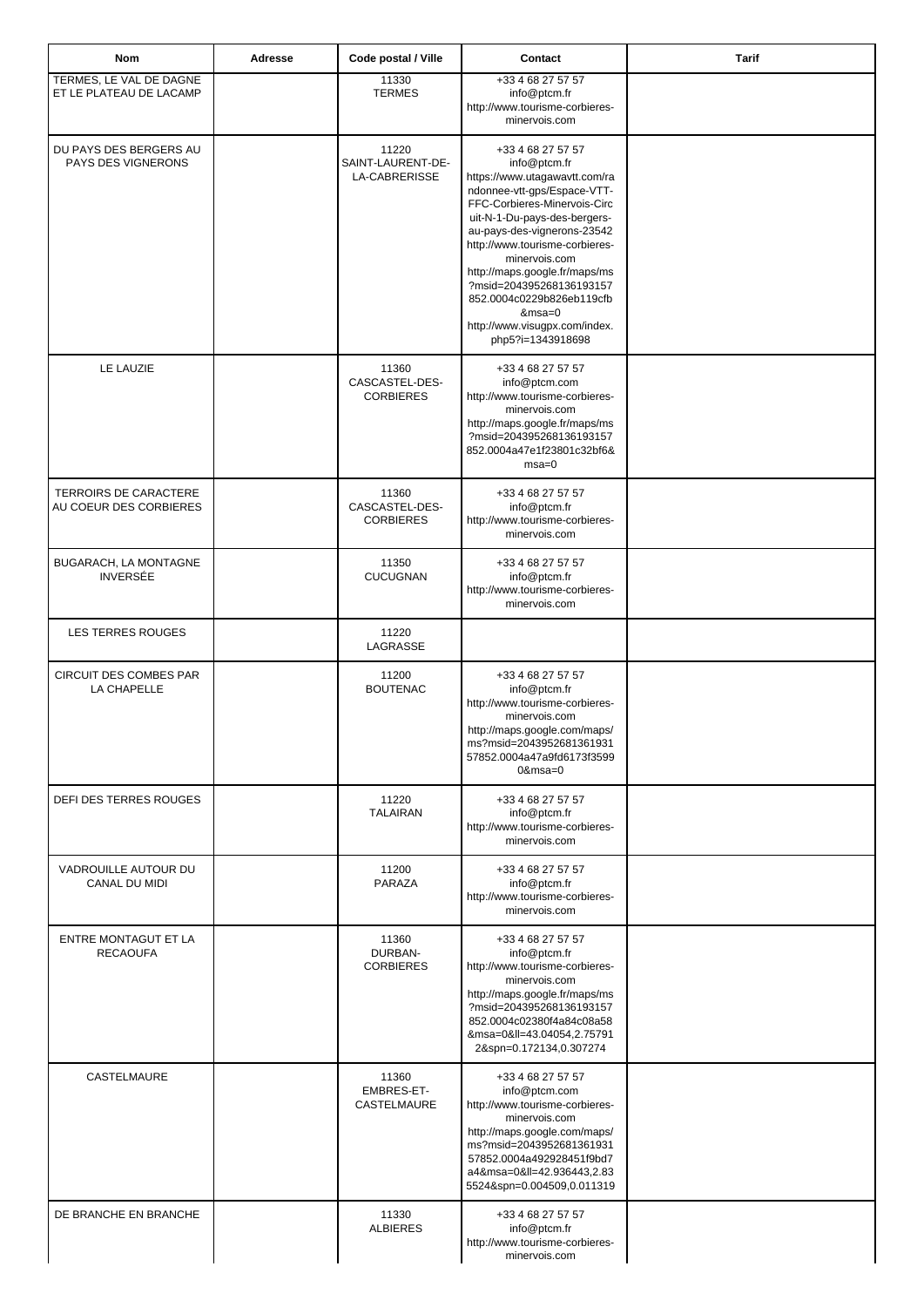| Nom | Adresse | Code postal / Ville | Contact | Tarif |
|---|---|---|---|---|
| TERMES, LE VAL DE DAGNE ET LE PLATEAU DE LACAMP | | 11330 TERMES | +33 4 68 27 57 57 info@ptcm.fr http://www.tourisme-corbieres-minervois.com | |
| DU PAYS DES BERGERS AU PAYS DES VIGNERONS | | 11220 SAINT-LAURENT-DE-LA-CABRERISSE | +33 4 68 27 57 57 info@ptcm.fr https://www.utagawavtt.com/randonnee-vtt-gps/Espace-VTT-FFC-Corbieres-Minervois-Circuit-N-1-Du-pays-des-bergers-au-pays-des-vignerons-23542 http://www.tourisme-corbieres-minervois.com http://maps.google.fr/maps/ms?msid=204395268136193157852.0004c0229b826eb119cfb&msa=0 http://www.visugpx.com/index.php5?i=1343918698 | |
| LE LAUZIE | | 11360 CASCASTEL-DES-CORBIERES | +33 4 68 27 57 57 info@ptcm.com http://www.tourisme-corbieres-minervois.com http://maps.google.fr/maps/ms?msid=204395268136193157852.0004a47e1f23801c32bf6&msa=0 | |
| TERROIRS DE CARACTERE AU COEUR DES CORBIERES | | 11360 CASCASTEL-DES-CORBIERES | +33 4 68 27 57 57 info@ptcm.fr http://www.tourisme-corbieres-minervois.com | |
| BUGARACH, LA MONTAGNE INVERSÉE | | 11350 CUCUGNAN | +33 4 68 27 57 57 info@ptcm.fr http://www.tourisme-corbieres-minervois.com | |
| LES TERRES ROUGES | | 11220 LAGRASSE | | |
| CIRCUIT DES COMBES PAR LA CHAPELLE | | 11200 BOUTENAC | +33 4 68 27 57 57 info@ptcm.fr http://www.tourisme-corbieres-minervois.com http://maps.google.com/maps/ms?msid=204395268136193157852.0004a47a9fd6173f35990&msa=0 | |
| DEFI DES TERRES ROUGES | | 11220 TALAIRAN | +33 4 68 27 57 57 info@ptcm.fr http://www.tourisme-corbieres-minervois.com | |
| VADROUILLE AUTOUR DU CANAL DU MIDI | | 11200 PARAZA | +33 4 68 27 57 57 info@ptcm.fr http://www.tourisme-corbieres-minervois.com | |
| ENTRE MONTAGUT ET LA RECAOUFA | | 11360 DURBAN-CORBIERES | +33 4 68 27 57 57 info@ptcm.fr http://www.tourisme-corbieres-minervois.com http://maps.google.fr/maps/ms?msid=204395268136193157852.0004c02380f4a84c08a58&msa=0&ll=43.04054,2.757912&spn=0.172134,0.307274 | |
| CASTELMAURE | | 11360 EMBRES-ET-CASTELMAURE | +33 4 68 27 57 57 info@ptcm.com http://www.tourisme-corbieres-minervois.com http://maps.google.com/maps/ms?msid=204395268136193157852.0004a492928451f9bd7a4&msa=0&ll=42.936443,2.835524&spn=0.004509,0.011319 | |
| DE BRANCHE EN BRANCHE | | 11330 ALBIERES | +33 4 68 27 57 57 info@ptcm.fr http://www.tourisme-corbieres-minervois.com | |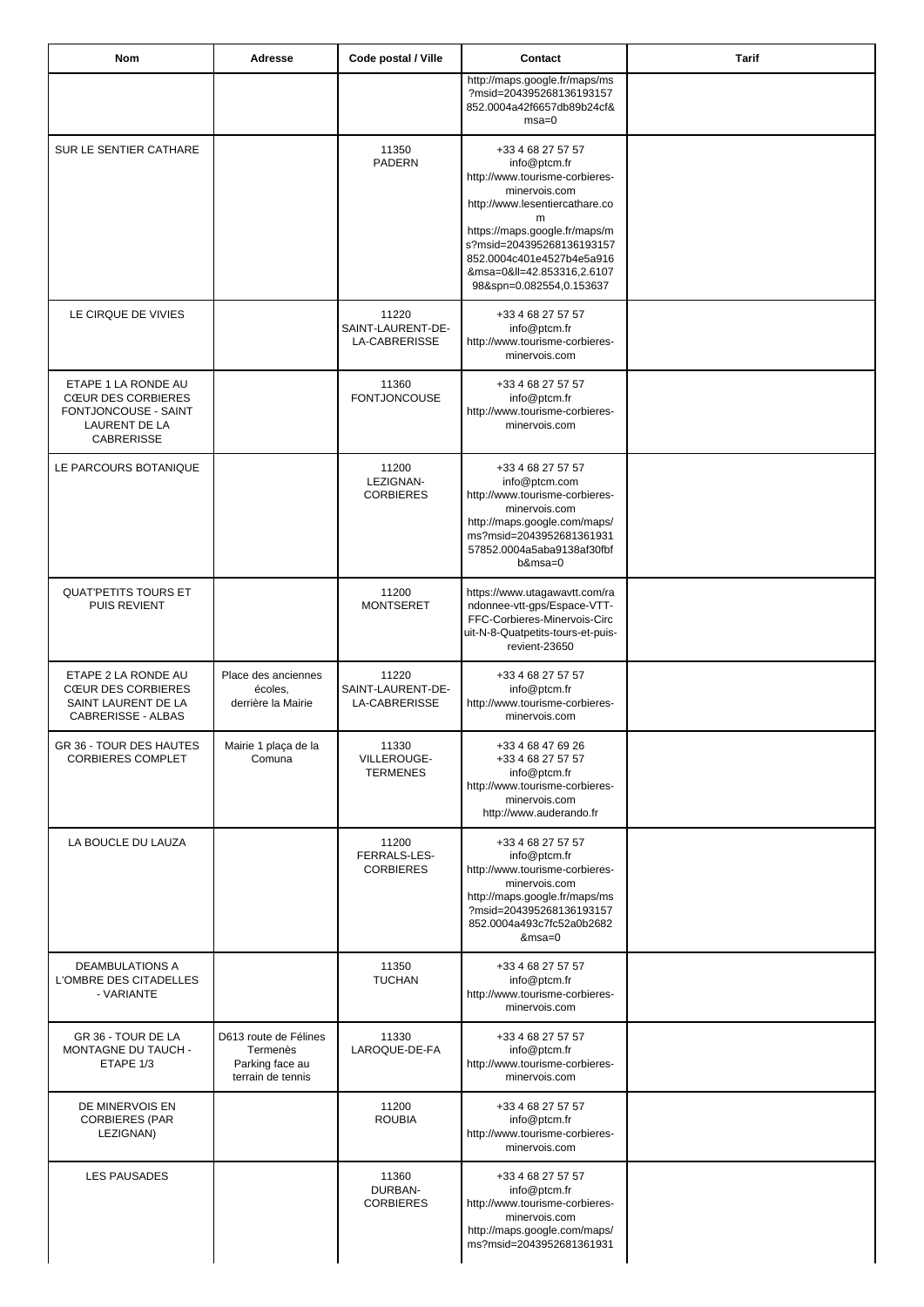| Nom | Adresse | Code postal / Ville | Contact | Tarif |
|---|---|---|---|---|
| | | | http://maps.google.fr/maps/ms?msid=204395268136193157852.0004a42f6657db89b24cf&msa=0 | |
| SUR LE SENTIER CATHARE | | 11350 PADERN | +33 4 68 27 57 57 info@ptcm.fr http://www.tourisme-corbieres-minervois.com http://www.lesentiercathare.com https://maps.google.fr/maps/ms?msid=204395268136193157852.0004c401e4527b4e5a916&msa=0&ll=42.853316,2.610798&spn=0.082554,0.153637 | |
| LE CIRQUE DE VIVIES | | 11220 SAINT-LAURENT-DE-LA-CABRERISSE | +33 4 68 27 57 57 info@ptcm.fr http://www.tourisme-corbieres-minervois.com | |
| ETAPE 1 LA RONDE AU CŒUR DES CORBIERES FONTJONCOUSE - SAINT LAURENT DE LA CABRERISSE | | 11360 FONTJONCOUSE | +33 4 68 27 57 57 info@ptcm.fr http://www.tourisme-corbieres-minervois.com | |
| LE PARCOURS BOTANIQUE | | 11200 LEZIGNAN-CORBIERES | +33 4 68 27 57 57 info@ptcm.com http://www.tourisme-corbieres-minervois.com http://maps.google.com/maps/ms?msid=204395268136193157852.0004a5aba9138af30fbfb&msa=0 | |
| QUAT'PETITS TOURS ET PUIS REVIENT | | 11200 MONTSERET | https://www.utagawavtt.com/randonnee-vtt-gps/Espace-VTT-FFC-Corbieres-Minervois-Circuit-N-8-Quatpetits-tours-et-puis-revient-23650 | |
| ETAPE 2 LA RONDE AU CŒUR DES CORBIERES SAINT LAURENT DE LA CABRERISSE - ALBAS | Place des anciennes écoles, derrière la Mairie | 11220 SAINT-LAURENT-DE-LA-CABRERISSE | +33 4 68 27 57 57 info@ptcm.fr http://www.tourisme-corbieres-minervois.com | |
| GR 36 - TOUR DES HAUTES CORBIERES COMPLET | Mairie 1 plaça de la Comuna | 11330 VILLEROUGE-TERMENES | +33 4 68 47 69 26 +33 4 68 27 57 57 info@ptcm.fr http://www.tourisme-corbieres-minervois.com http://www.auderando.fr | |
| LA BOUCLE DU LAUZA | | 11200 FERRALS-LES-CORBIERES | +33 4 68 27 57 57 info@ptcm.fr http://www.tourisme-corbieres-minervois.com http://maps.google.fr/maps/ms?msid=204395268136193157852.0004a493c7fc52a0b2682&msa=0 | |
| DEAMBULATIONS A L'OMBRE DES CITADELLES - VARIANTE | | 11350 TUCHAN | +33 4 68 27 57 57 info@ptcm.fr http://www.tourisme-corbieres-minervois.com | |
| GR 36 - TOUR DE LA MONTAGNE DU TAUCH - ETAPE 1/3 | D613 route de Félines Termenès Parking face au terrain de tennis | 11330 LAROQUE-DE-FA | +33 4 68 27 57 57 info@ptcm.fr http://www.tourisme-corbieres-minervois.com | |
| DE MINERVOIS EN CORBIERES (PAR LEZIGNAN) | | 11200 ROUBIA | +33 4 68 27 57 57 info@ptcm.fr http://www.tourisme-corbieres-minervois.com | |
| LES PAUSADES | | 11360 DURBAN-CORBIERES | +33 4 68 27 57 57 info@ptcm.fr http://www.tourisme-corbieres-minervois.com http://maps.google.com/maps/ms?msid=2043952681361931 | |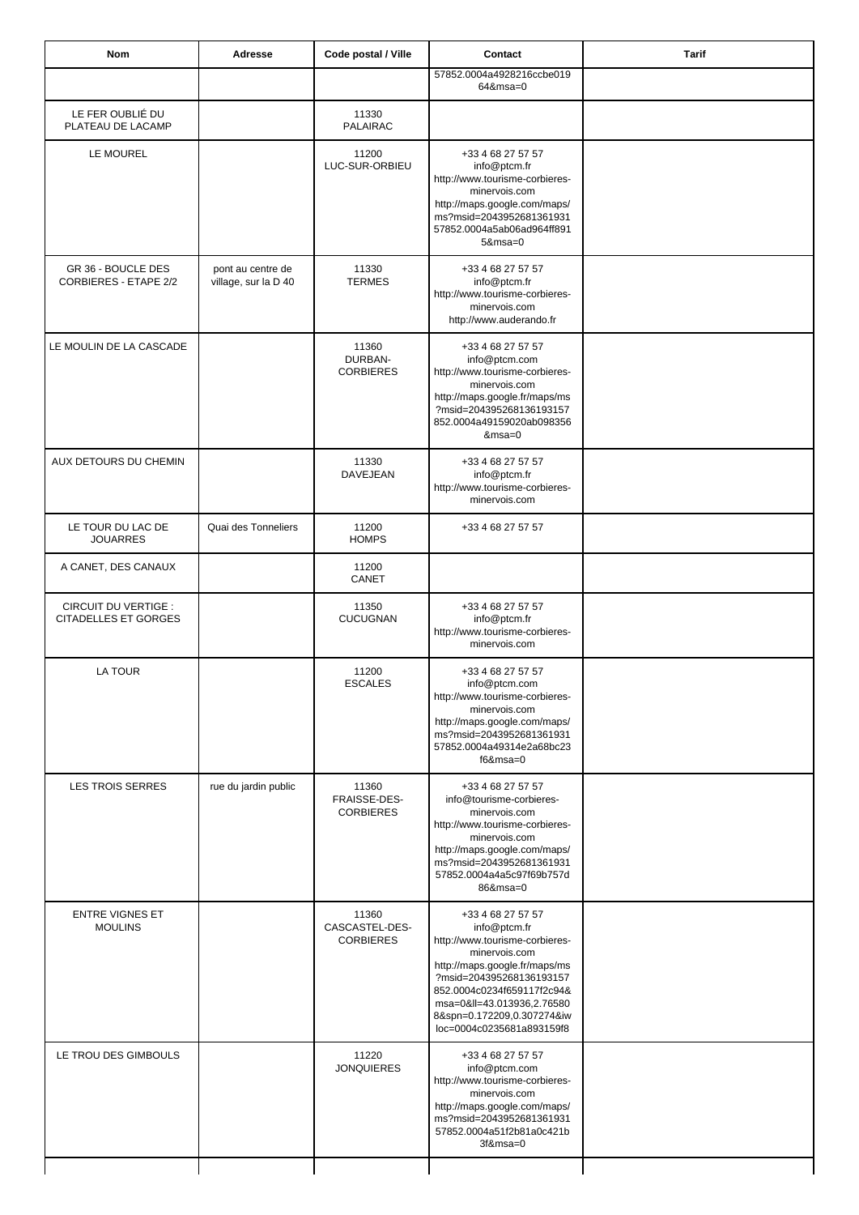| Nom | Adresse | Code postal / Ville | Contact | Tarif |
|---|---|---|---|---|
| | | | 57852.0004a4928216ccbe019 64&msa=0 | |
| LE FER OUBLIÉ DU PLATEAU DE LACAMP | | 11330 PALAIRAC | | |
| LE MOUREL | | 11200 LUC-SUR-ORBIEU | +33 4 68 27 57 57 info@ptcm.fr http://www.tourisme-corbieres-minervois.com http://maps.google.com/maps/ms?msid=2043952681361931 57852.0004a5ab06ad964ff891 5&msa=0 | |
| GR 36 - BOUCLE DES CORBIERES - ETAPE 2/2 | pont au centre de village, sur la D 40 | 11330 TERMES | +33 4 68 27 57 57 info@ptcm.fr http://www.tourisme-corbieres-minervois.com http://www.auderando.fr | |
| LE MOULIN DE LA CASCADE | | 11360 DURBAN-CORBIERES | +33 4 68 27 57 57 info@ptcm.com http://www.tourisme-corbieres-minervois.com http://maps.google.fr/maps/ms?msid=204395268136193157 852.0004a49159020ab098356 &msa=0 | |
| AUX DETOURS DU CHEMIN | | 11330 DAVEJEAN | +33 4 68 27 57 57 info@ptcm.fr http://www.tourisme-corbieres-minervois.com | |
| LE TOUR DU LAC DE JOUARRES | Quai des Tonneliers | 11200 HOMPS | +33 4 68 27 57 57 | |
| A CANET, DES CANAUX | | 11200 CANET | | |
| CIRCUIT DU VERTIGE : CITADELLES ET GORGES | | 11350 CUCUGNAN | +33 4 68 27 57 57 info@ptcm.fr http://www.tourisme-corbieres-minervois.com | |
| LA TOUR | | 11200 ESCALES | +33 4 68 27 57 57 info@ptcm.com http://www.tourisme-corbieres-minervois.com http://maps.google.com/maps/ms?msid=2043952681361931 57852.0004a49314e2a68bc23 f6&msa=0 | |
| LES TROIS SERRES | rue du jardin public | 11360 FRAISSE-DES-CORBIERES | +33 4 68 27 57 57 info@tourisme-corbieres-minervois.com http://www.tourisme-corbieres-minervois.com http://maps.google.com/maps/ms?msid=2043952681361931 57852.0004a4a5c97f69b757d 86&msa=0 | |
| ENTRE VIGNES ET MOULINS | | 11360 CASCASTEL-DES-CORBIERES | +33 4 68 27 57 57 info@ptcm.fr http://www.tourisme-corbieres-minervois.com http://maps.google.fr/maps/ms?msid=204395268136193157 852.0004c0234f659117f2c94& msa=0&ll=43.013936,2.76580 8&spn=0.172209,0.307274&iw loc=0004c0235681a893159f8 | |
| LE TROU DES GIMBOULS | | 11220 JONQUIERES | +33 4 68 27 57 57 info@ptcm.com http://www.tourisme-corbieres-minervois.com http://maps.google.com/maps/ms?msid=2043952681361931 57852.0004a51f2b81a0c421b 3f&msa=0 | |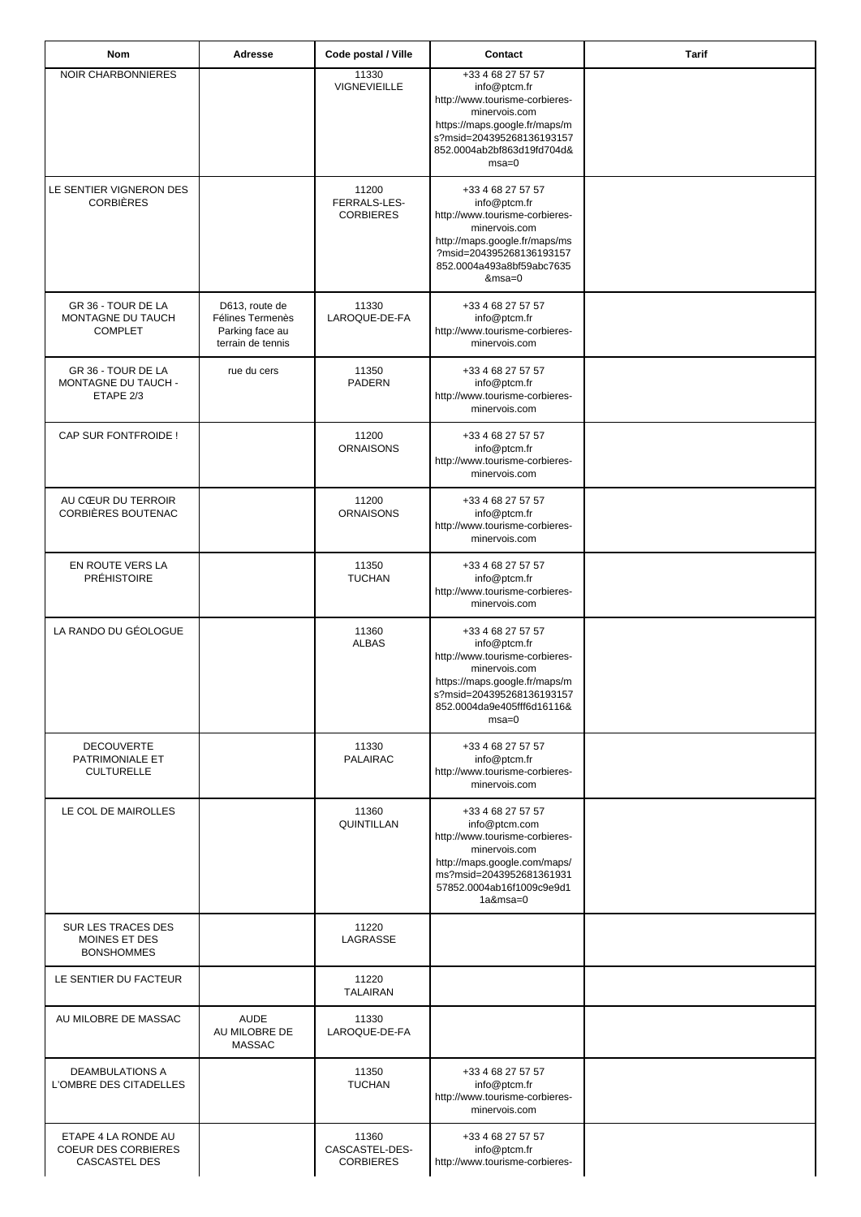| Nom | Adresse | Code postal / Ville | Contact | Tarif |
| --- | --- | --- | --- | --- |
| NOIR CHARBONNIERES | | 11330 VIGNEVIEILLE | +33 4 68 27 57 57 info@ptcm.fr http://www.tourisme-corbieres-minervois.com https://maps.google.fr/maps/ms?msid=204395268136193157852.0004ab2bf863d19fd704d&msa=0 | |
| LE SENTIER VIGNERON DES CORBIÈRES | | 11200 FERRALS-LES-CORBIERES | +33 4 68 27 57 57 info@ptcm.fr http://www.tourisme-corbieres-minervois.com http://maps.google.fr/maps/ms?msid=204395268136193157852.0004a493a8bf59abc7635&msa=0 | |
| GR 36 - TOUR DE LA MONTAGNE DU TAUCH COMPLET | D613, route de Félines Termenès Parking face au terrain de tennis | 11330 LAROQUE-DE-FA | +33 4 68 27 57 57 info@ptcm.fr http://www.tourisme-corbieres-minervois.com | |
| GR 36 - TOUR DE LA MONTAGNE DU TAUCH - ETAPE 2/3 | rue du cers | 11350 PADERN | +33 4 68 27 57 57 info@ptcm.fr http://www.tourisme-corbieres-minervois.com | |
| CAP SUR FONTFROIDE ! | | 11200 ORNAISONS | +33 4 68 27 57 57 info@ptcm.fr http://www.tourisme-corbieres-minervois.com | |
| AU CŒUR DU TERROIR CORBIÈRES BOUTENAC | | 11200 ORNAISONS | +33 4 68 27 57 57 info@ptcm.fr http://www.tourisme-corbieres-minervois.com | |
| EN ROUTE VERS LA PRÉHISTOIRE | | 11350 TUCHAN | +33 4 68 27 57 57 info@ptcm.fr http://www.tourisme-corbieres-minervois.com | |
| LA RANDO DU GÉOLOGUE | | 11360 ALBAS | +33 4 68 27 57 57 info@ptcm.fr http://www.tourisme-corbieres-minervois.com https://maps.google.fr/maps/ms?msid=204395268136193157852.0004da9e405fff6d16116&msa=0 | |
| DECOUVERTE PATRIMONIALE ET CULTURELLE | | 11330 PALAIRAC | +33 4 68 27 57 57 info@ptcm.fr http://www.tourisme-corbieres-minervois.com | |
| LE COL DE MAIROLLES | | 11360 QUINTILLAN | +33 4 68 27 57 57 info@ptcm.com http://www.tourisme-corbieres-minervois.com http://maps.google.com/maps/ms?msid=204395268136193157852.0004ab16f1009c9e9d11a&msa=0 | |
| SUR LES TRACES DES MOINES ET DES BONSHOMMES | | 11220 LAGRASSE | | |
| LE SENTIER DU FACTEUR | | 11220 TALAIRAN | | |
| AU MILOBRE DE MASSAC | AUDE AU MILOBRE DE MASSAC | 11330 LAROQUE-DE-FA | | |
| DEAMBULATIONS A L'OMBRE DES CITADELLES | | 11350 TUCHAN | +33 4 68 27 57 57 info@ptcm.fr http://www.tourisme-corbieres-minervois.com | |
| ETAPE 4 LA RONDE AU COEUR DES CORBIERES CASCASTEL DES | | 11360 CASCASTEL-DES-CORBIERES | +33 4 68 27 57 57 info@ptcm.fr http://www.tourisme-corbieres- | |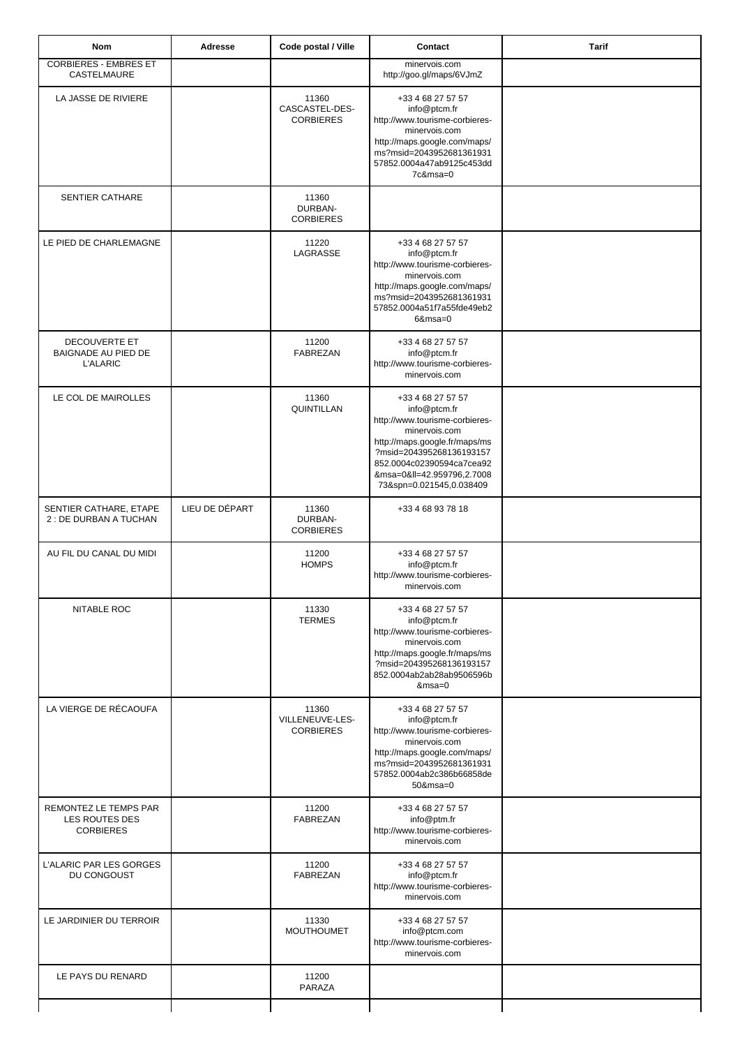| Nom | Adresse | Code postal / Ville | Contact | Tarif |
|---|---|---|---|---|
| CORBIERES - EMBRES ET CASTELMAURE | | | minervois.com http://goo.gl/maps/6VJmZ | |
| LA JASSE DE RIVIERE | | 11360 CASCASTEL-DES-CORBIERES | +33 4 68 27 57 57 info@ptcm.fr http://www.tourisme-corbieres-minervois.com http://maps.google.com/maps/ms?msid=204395268136193157852.0004a47ab9125c453dd7c&msa=0 | |
| SENTIER CATHARE | | 11360 DURBAN-CORBIERES | | |
| LE PIED DE CHARLEMAGNE | | 11220 LAGRASSE | +33 4 68 27 57 57 info@ptcm.fr http://www.tourisme-corbieres-minervois.com http://maps.google.com/maps/ms?msid=204395268136193157852.0004a51f7a55fde49eb26&msa=0 | |
| DECOUVERTE ET BAIGNADE AU PIED DE L'ALARIC | | 11200 FABREZAN | +33 4 68 27 57 57 info@ptcm.fr http://www.tourisme-corbieres-minervois.com | |
| LE COL DE MAIROLLES | | 11360 QUINTILLAN | +33 4 68 27 57 57 info@ptcm.fr http://www.tourisme-corbieres-minervois.com http://maps.google.fr/maps/ms?msid=204395268136193157852.0004c02390594ca7cea92&msa=0&ll=42.959796,2.700873&spn=0.021545,0.038409 | |
| SENTIER CATHARE, ETAPE 2 : DE DURBAN A TUCHAN | LIEU DE DÉPART | 11360 DURBAN-CORBIERES | +33 4 68 93 78 18 | |
| AU FIL DU CANAL DU MIDI | | 11200 HOMPS | +33 4 68 27 57 57 info@ptcm.fr http://www.tourisme-corbieres-minervois.com | |
| NITABLE ROC | | 11330 TERMES | +33 4 68 27 57 57 info@ptcm.fr http://www.tourisme-corbieres-minervois.com http://maps.google.fr/maps/ms?msid=204395268136193157852.0004ab2ab28ab9506596b&msa=0 | |
| LA VIERGE DE RÉCAOUFA | | 11360 VILLENEUVE-LES-CORBIERES | +33 4 68 27 57 57 info@ptcm.fr http://www.tourisme-corbieres-minervois.com http://maps.google.com/maps/ms?msid=204395268136193157852.0004ab2c386b66858de50&msa=0 | |
| REMONTEZ LE TEMPS PAR LES ROUTES DES CORBIERES | | 11200 FABREZAN | +33 4 68 27 57 57 info@ptm.fr http://www.tourisme-corbieres-minervois.com | |
| L'ALARIC PAR LES GORGES DU CONGOUST | | 11200 FABREZAN | +33 4 68 27 57 57 info@ptcm.fr http://www.tourisme-corbieres-minervois.com | |
| LE JARDINIER DU TERROIR | | 11330 MOUTHOUMET | +33 4 68 27 57 57 info@ptcm.com http://www.tourisme-corbieres-minervois.com | |
| LE PAYS DU RENARD | | 11200 PARAZA | | |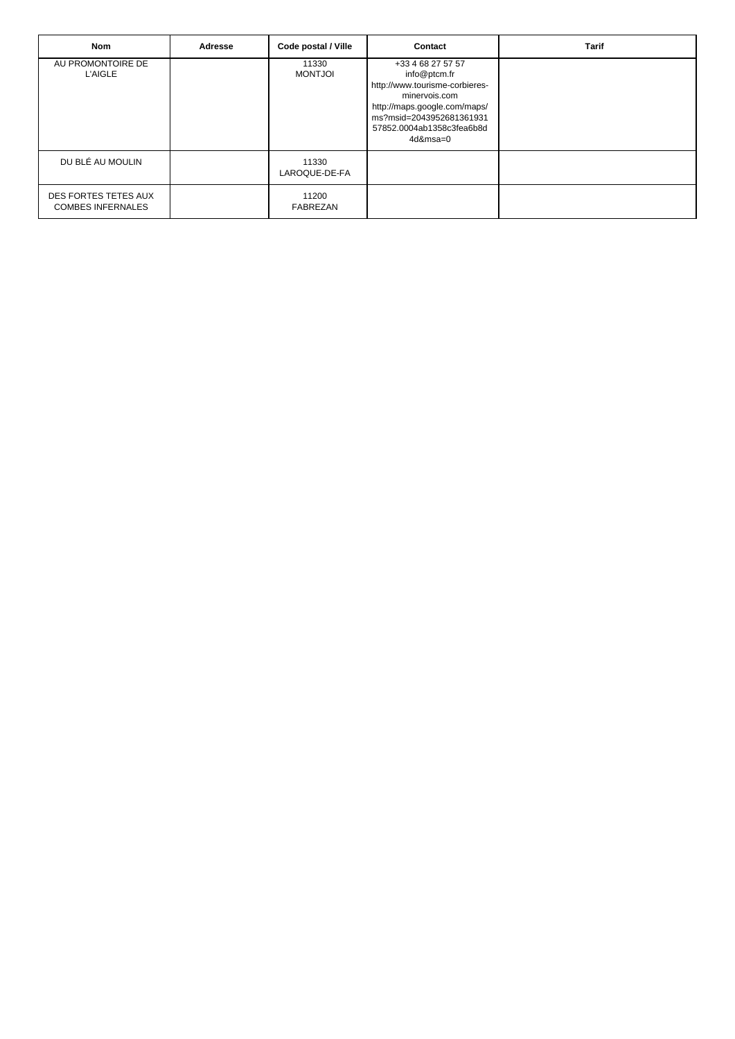| Nom | Adresse | Code postal / Ville | Contact | Tarif |
|---|---|---|---|---|
| AU PROMONTOIRE DE L'AIGLE | | 11330 MONTJOI | +33 4 68 27 57 57 info@ptcm.fr http://www.tourisme-corbieres-minervois.com http://maps.google.com/maps/ms?msid=204395268136193157852.0004ab1358c3fea6b8d4d&msa=0 | |
| DU BLÉ AU MOULIN | | 11330 LAROQUE-DE-FA | | |
| DES FORTES TETES AUX COMBES INFERNALES | | 11200 FABREZAN | | |